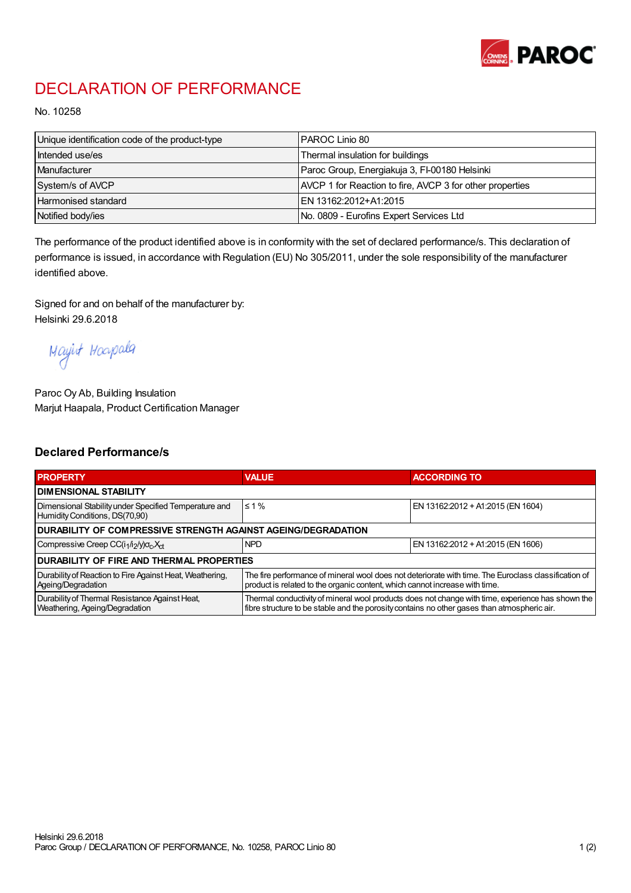# DECLARATION OF PERFORMANCE

No. 10258

| Unique identification code of the product-type | PAROC Linio 80 |
|---|---|
| Intended use/es | Thermal insulation for buildings |
| Manufacturer | Paroc Group, Energiakuja 3, FI-00180 Helsinki |
| System/s of AVCP | AVCP 1 for Reaction to fire, AVCP 3 for other properties |
| Harmonised standard | EN 13162:2012+A1:2015 |
| Notified body/ies | No. 0809 - Eurofins Expert Services Ltd |

The performance of the product identified above is in conformity with the set of declared performance/s. This declaration of performance is issued, in accordance with Regulation (EU) No 305/2011, under the sole responsibility of the manufacturer identified above.

Signed for and on behalf of the manufacturer by:
Helsinki 29.6.2018

Marjut Haapala

Paroc Oy Ab, Building Insulation
Marjut Haapala, Product Certification Manager

## Declared Performance/s

| PROPERTY | VALUE | ACCORDING TO |
|---|---|---|
| **DIMENSIONAL STABILITY** | | |
| Dimensional Stability under Specified Temperature and Humidity Conditions, DS(70,90) | ≤ 1 % | EN 13162:2012 + A1:2015 (EN 1604) |
| **DURABILITY OF COMPRESSIVE STRENGTH AGAINST AGEING/DEGRADATION** | | |
| Compressive Creep $CC(i_1/i_2/y)\sigma_c X_{ct}$ | NPD | EN 13162:2012 + A1:2015 (EN 1606) |
| **DURABILITY OF FIRE AND THERMAL PROPERTIES** | | |
| Durability of Reaction to Fire Against Heat, Weathering, Ageing/Degradation | The fire performance of mineral wool does not deteriorate with time. The Euroclass classification of product is related to the organic content, which cannot increase with time. | |
| Durability of Thermal Resistance Against Heat, Weathering, Ageing/Degradation | Thermal conductivity of mineral wool products does not change with time, experience has shown the fibre structure to be stable and the porosity contains no other gases than atmospheric air. | |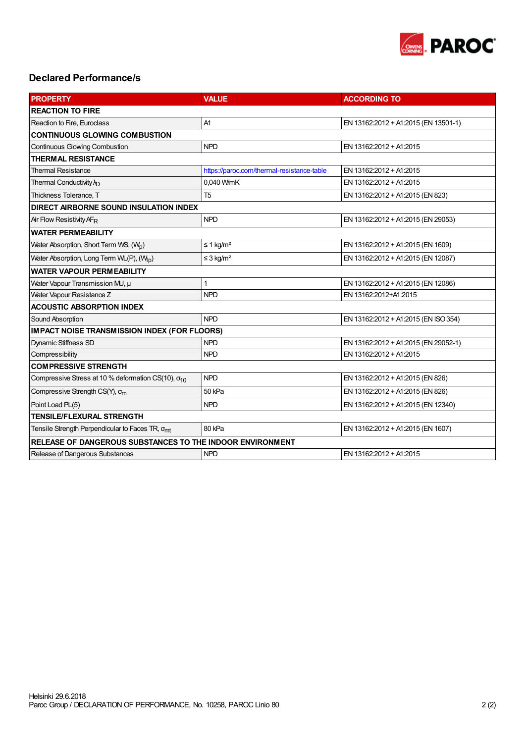## Declared Performance/s

| PROPERTY | VALUE | ACCORDING TO |
|---|---|---|
| **REACTION TO FIRE** | | |
| Reaction to Fire, Euroclass | A1 | EN 13162:2012 + A1:2015 (EN 13501-1) |
| **CONTINUOUS GLOWING COMBUSTION** | | |
| Continuous Glowing Combustion | NPD | EN 13162:2012 + A1:2015 |
| **THERMAL RESISTANCE** | | |
| Thermal Resistance | https://paroc.com/thermal-resistance-table | EN 13162:2012 + A1:2015 |
| Thermal Conductivity $\lambda_D$ | 0,040 W/mK | EN 13162:2012 + A1:2015 |
| Thickness Tolerance, T | T5 | EN 13162:2012 + A1:2015 (EN 823) |
| **DIRECT AIRBORNE SOUND INSULATION INDEX** | | |
| Air Flow Resistivity $AF_R$ | NPD | EN 13162:2012 + A1:2015 (EN 29053) |
| **WATER PERMEABILITY** | | |
| Water Absorption, Short Term WS, ($W_p$) | ≤ 1 kg/m² | EN 13162:2012 + A1:2015 (EN 1609) |
| Water Absorption, Long Term WL(P), ($W_{lp}$) | ≤ 3 kg/m² | EN 13162:2012 + A1:2015 (EN 12087) |
| **WATER VAPOUR PERMEABILITY** | | |
| Water Vapour Transmission MU, µ | 1 | EN 13162:2012 + A1:2015 (EN 12086) |
| Water Vapour Resistance Z | NPD | EN 13162:2012+A1:2015 |
| **ACOUSTIC ABSORPTION INDEX** | | |
| Sound Absorption | NPD | EN 13162:2012 + A1:2015 (EN ISO 354) |
| **IMPACT NOISE TRANSMISSION INDEX (FOR FLOORS)** | | |
| Dynamic Stiffness SD | NPD | EN 13162:2012 + A1:2015 (EN 29052-1) |
| Compressibility | NPD | EN 13162:2012 + A1:2015 |
| **COMPRESSIVE STRENGTH** | | |
| Compressive Stress at 10 % deformation CS(10), $\sigma_{10}$ | NPD | EN 13162:2012 + A1:2015 (EN 826) |
| Compressive Strength CS(Y), $\sigma_m$ | 50 kPa | EN 13162:2012 + A1:2015 (EN 826) |
| Point Load PL(5) | NPD | EN 13162:2012 + A1:2015 (EN 12340) |
| **TENSILE/FLEXURAL STRENGTH** | | |
| Tensile Strength Perpendicular to Faces TR, $\sigma_{mt}$ | 80 kPa | EN 13162:2012 + A1:2015 (EN 1607) |
| **RELEASE OF DANGEROUS SUBSTANCES TO THE INDOOR ENVIRONMENT** | | |
| Release of Dangerous Substances | NPD | EN 13162:2012 + A1:2015 |

Helsinki 29.6.2018
Paroc Group / DECLARATION OF PERFORMANCE, No. 10258, PAROC Linio 80